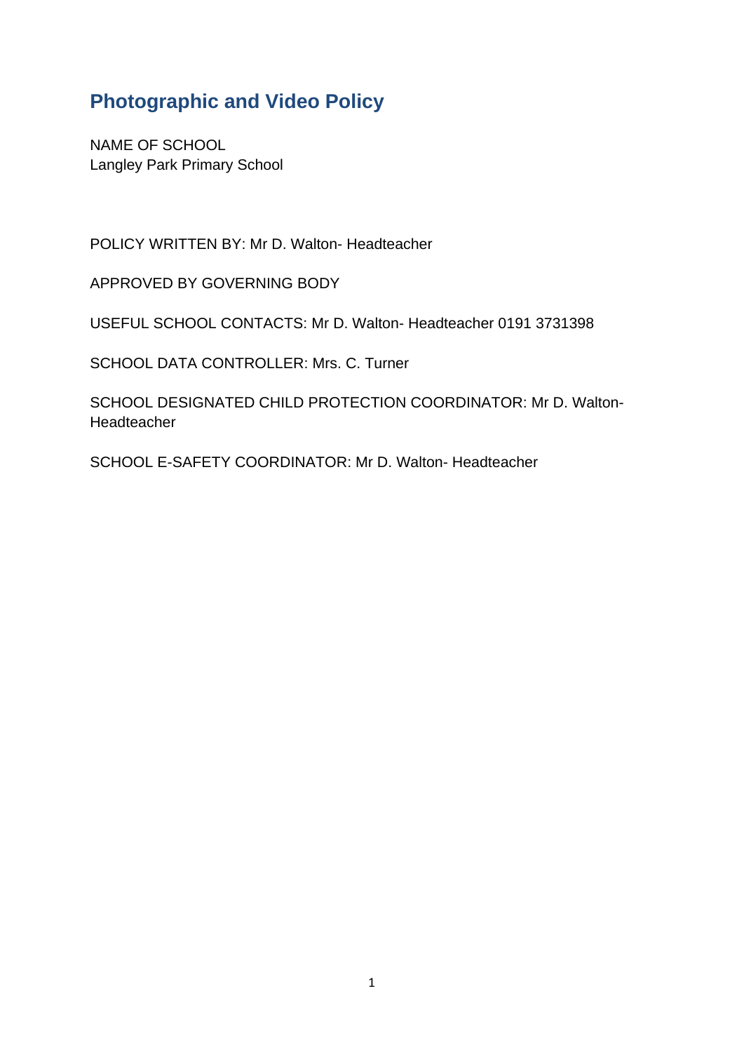# Photographic and Video Policy

NAME OF SCHOOL
Langley Park Primary School

POLICY WRITTEN BY: Mr D. Walton- Headteacher

APPROVED BY GOVERNING BODY

USEFUL SCHOOL CONTACTS: Mr D. Walton- Headteacher 0191 3731398

SCHOOL DATA CONTROLLER: Mrs. C. Turner

SCHOOL DESIGNATED CHILD PROTECTION COORDINATOR: Mr D. Walton-Headteacher

SCHOOL E-SAFETY COORDINATOR: Mr D. Walton- Headteacher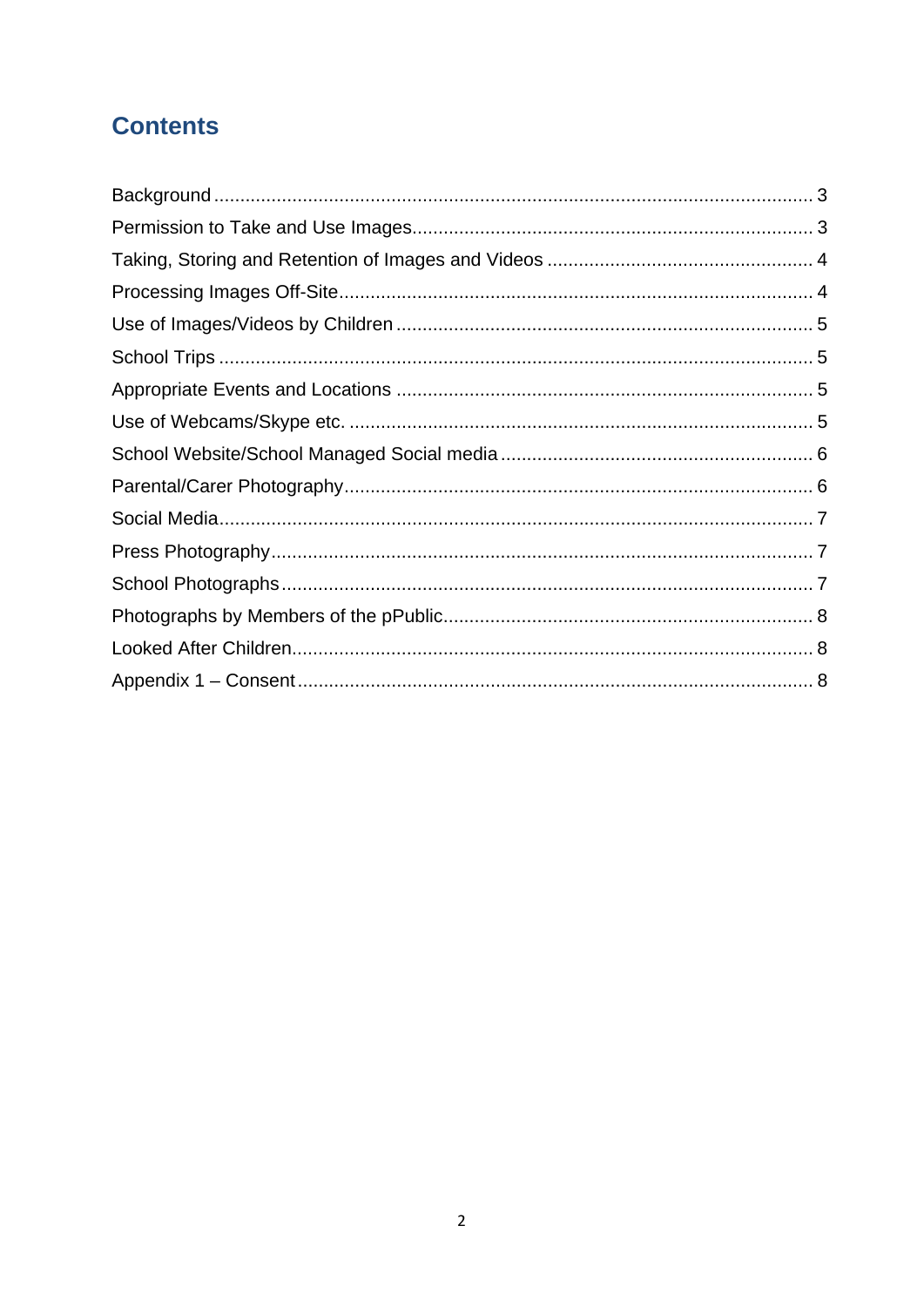# Contents

Background ..... 3
Permission to Take and Use Images ..... 3
Taking, Storing and Retention of Images and Videos ..... 4
Processing Images Off-Site ..... 4
Use of Images/Videos by Children ..... 5
School Trips ..... 5
Appropriate Events and Locations ..... 5
Use of Webcams/Skype etc. ..... 5
School Website/School Managed Social media ..... 6
Parental/Carer Photography ..... 6
Social Media ..... 7
Press Photography ..... 7
School Photographs ..... 7
Photographs by Members of the pPublic ..... 8
Looked After Children ..... 8
Appendix 1 – Consent ..... 8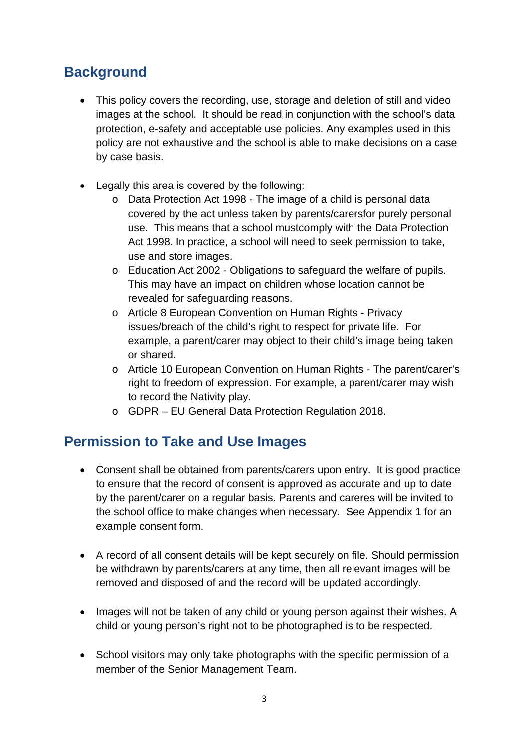## Background

- This policy covers the recording, use, storage and deletion of still and video images at the school. It should be read in conjunction with the school's data protection, e-safety and acceptable use policies. Any examples used in this policy are not exhaustive and the school is able to make decisions on a case by case basis.

- Legally this area is covered by the following:
  - Data Protection Act 1998 - The image of a child is personal data covered by the act unless taken by parents/carersfor purely personal use. This means that a school mustcomply with the Data Protection Act 1998. In practice, a school will need to seek permission to take, use and store images.
  - Education Act 2002 - Obligations to safeguard the welfare of pupils. This may have an impact on children whose location cannot be revealed for safeguarding reasons.
  - Article 8 European Convention on Human Rights - Privacy issues/breach of the child's right to respect for private life. For example, a parent/carer may object to their child's image being taken or shared.
  - Article 10 European Convention on Human Rights - The parent/carer's right to freedom of expression. For example, a parent/carer may wish to record the Nativity play.
  - GDPR – EU General Data Protection Regulation 2018.

## Permission to Take and Use Images

- Consent shall be obtained from parents/carers upon entry. It is good practice to ensure that the record of consent is approved as accurate and up to date by the parent/carer on a regular basis. Parents and careres will be invited to the school office to make changes when necessary. See Appendix 1 for an example consent form.

- A record of all consent details will be kept securely on file. Should permission be withdrawn by parents/carers at any time, then all relevant images will be removed and disposed of and the record will be updated accordingly.

- Images will not be taken of any child or young person against their wishes. A child or young person's right not to be photographed is to be respected.

- School visitors may only take photographs with the specific permission of a member of the Senior Management Team.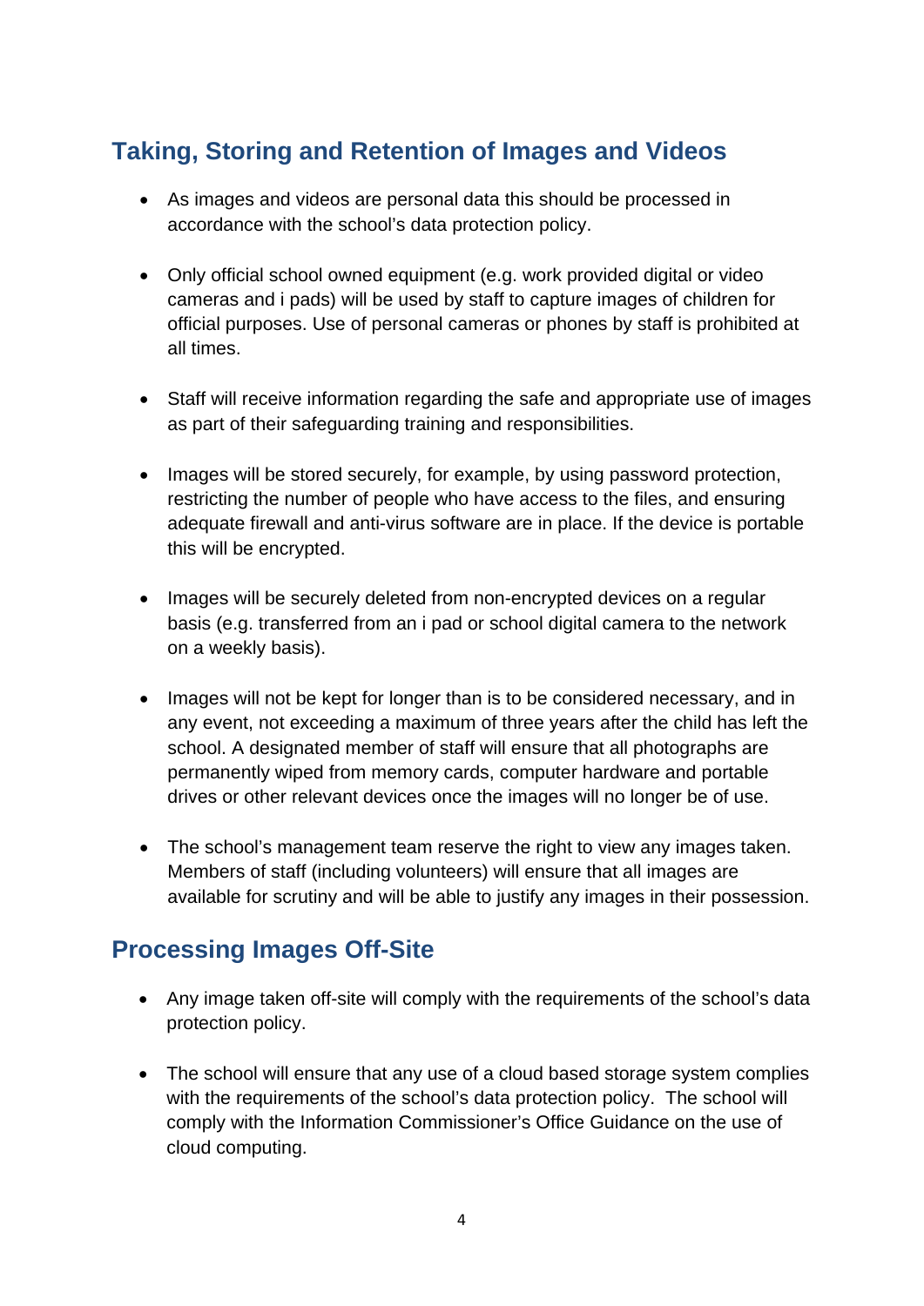## Taking, Storing and Retention of Images and Videos

- As images and videos are personal data this should be processed in accordance with the school's data protection policy.

- Only official school owned equipment (e.g. work provided digital or video cameras and i pads) will be used by staff to capture images of children for official purposes. Use of personal cameras or phones by staff is prohibited at all times.

- Staff will receive information regarding the safe and appropriate use of images as part of their safeguarding training and responsibilities.

- Images will be stored securely, for example, by using password protection, restricting the number of people who have access to the files, and ensuring adequate firewall and anti-virus software are in place. If the device is portable this will be encrypted.

- Images will be securely deleted from non-encrypted devices on a regular basis (e.g. transferred from an i pad or school digital camera to the network on a weekly basis).

- Images will not be kept for longer than is to be considered necessary, and in any event, not exceeding a maximum of three years after the child has left the school. A designated member of staff will ensure that all photographs are permanently wiped from memory cards, computer hardware and portable drives or other relevant devices once the images will no longer be of use.

- The school's management team reserve the right to view any images taken. Members of staff (including volunteers) will ensure that all images are available for scrutiny and will be able to justify any images in their possession.

## Processing Images Off-Site

- Any image taken off-site will comply with the requirements of the school's data protection policy.

- The school will ensure that any use of a cloud based storage system complies with the requirements of the school's data protection policy. The school will comply with the Information Commissioner's Office Guidance on the use of cloud computing.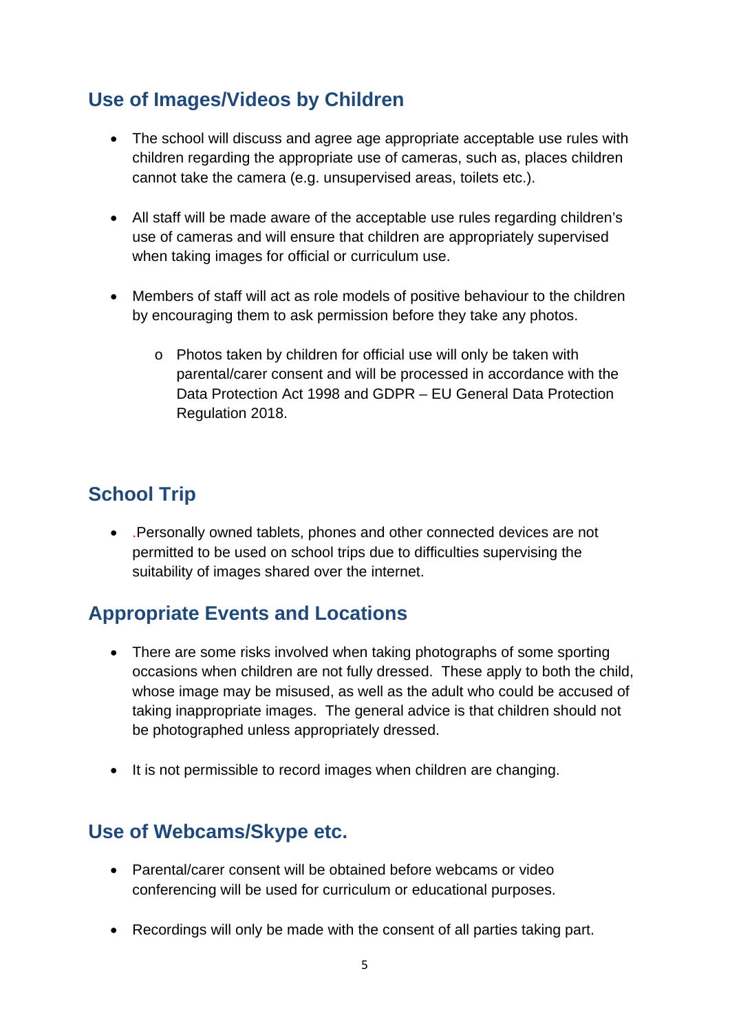## Use of Images/Videos by Children

- The school will discuss and agree age appropriate acceptable use rules with children regarding the appropriate use of cameras, such as, places children cannot take the camera (e.g. unsupervised areas, toilets etc.).

- All staff will be made aware of the acceptable use rules regarding children's use of cameras and will ensure that children are appropriately supervised when taking images for official or curriculum use.

- Members of staff will act as role models of positive behaviour to the children by encouraging them to ask permission before they take any photos.

    - Photos taken by children for official use will only be taken with parental/carer consent and will be processed in accordance with the Data Protection Act 1998 and GDPR – EU General Data Protection Regulation 2018.

## School Trip

- .Personally owned tablets, phones and other connected devices are not permitted to be used on school trips due to difficulties supervising the suitability of images shared over the internet.

## Appropriate Events and Locations

- There are some risks involved when taking photographs of some sporting occasions when children are not fully dressed. These apply to both the child, whose image may be misused, as well as the adult who could be accused of taking inappropriate images. The general advice is that children should not be photographed unless appropriately dressed.

- It is not permissible to record images when children are changing.

## Use of Webcams/Skype etc.

- Parental/carer consent will be obtained before webcams or video conferencing will be used for curriculum or educational purposes.

- Recordings will only be made with the consent of all parties taking part.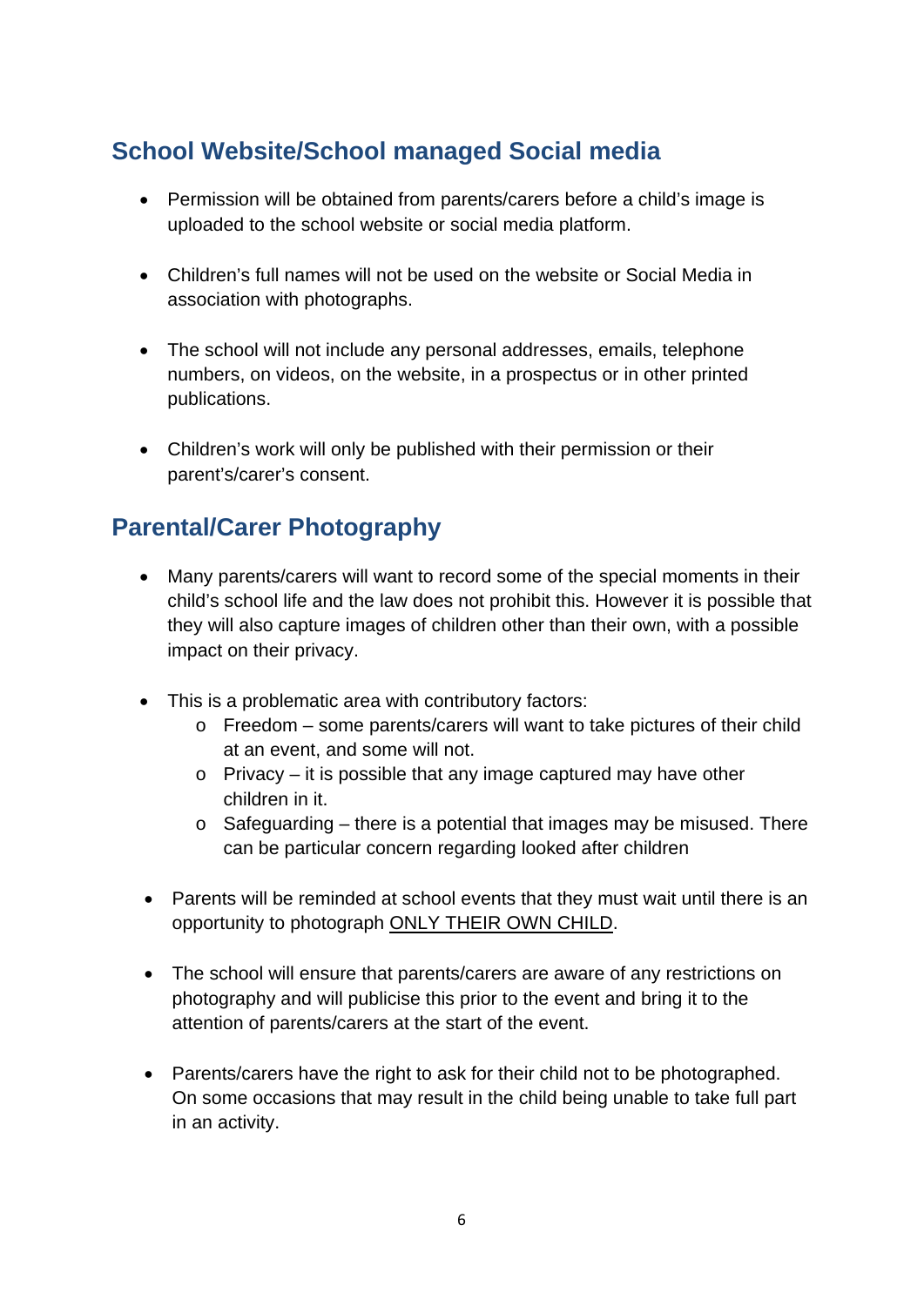## School Website/School managed Social media

- Permission will be obtained from parents/carers before a child's image is uploaded to the school website or social media platform.
- Children's full names will not be used on the website or Social Media in association with photographs.
- The school will not include any personal addresses, emails, telephone numbers, on videos, on the website, in a prospectus or in other printed publications.
- Children's work will only be published with their permission or their parent's/carer's consent.

## Parental/Carer Photography

- Many parents/carers will want to record some of the special moments in their child's school life and the law does not prohibit this. However it is possible that they will also capture images of children other than their own, with a possible impact on their privacy.
- This is a problematic area with contributory factors:
  - Freedom – some parents/carers will want to take pictures of their child at an event, and some will not.
  - Privacy – it is possible that any image captured may have other children in it.
  - Safeguarding – there is a potential that images may be misused. There can be particular concern regarding looked after children
- Parents will be reminded at school events that they must wait until there is an opportunity to photograph <u>ONLY THEIR OWN CHILD</u>.
- The school will ensure that parents/carers are aware of any restrictions on photography and will publicise this prior to the event and bring it to the attention of parents/carers at the start of the event.
- Parents/carers have the right to ask for their child not to be photographed. On some occasions that may result in the child being unable to take full part in an activity.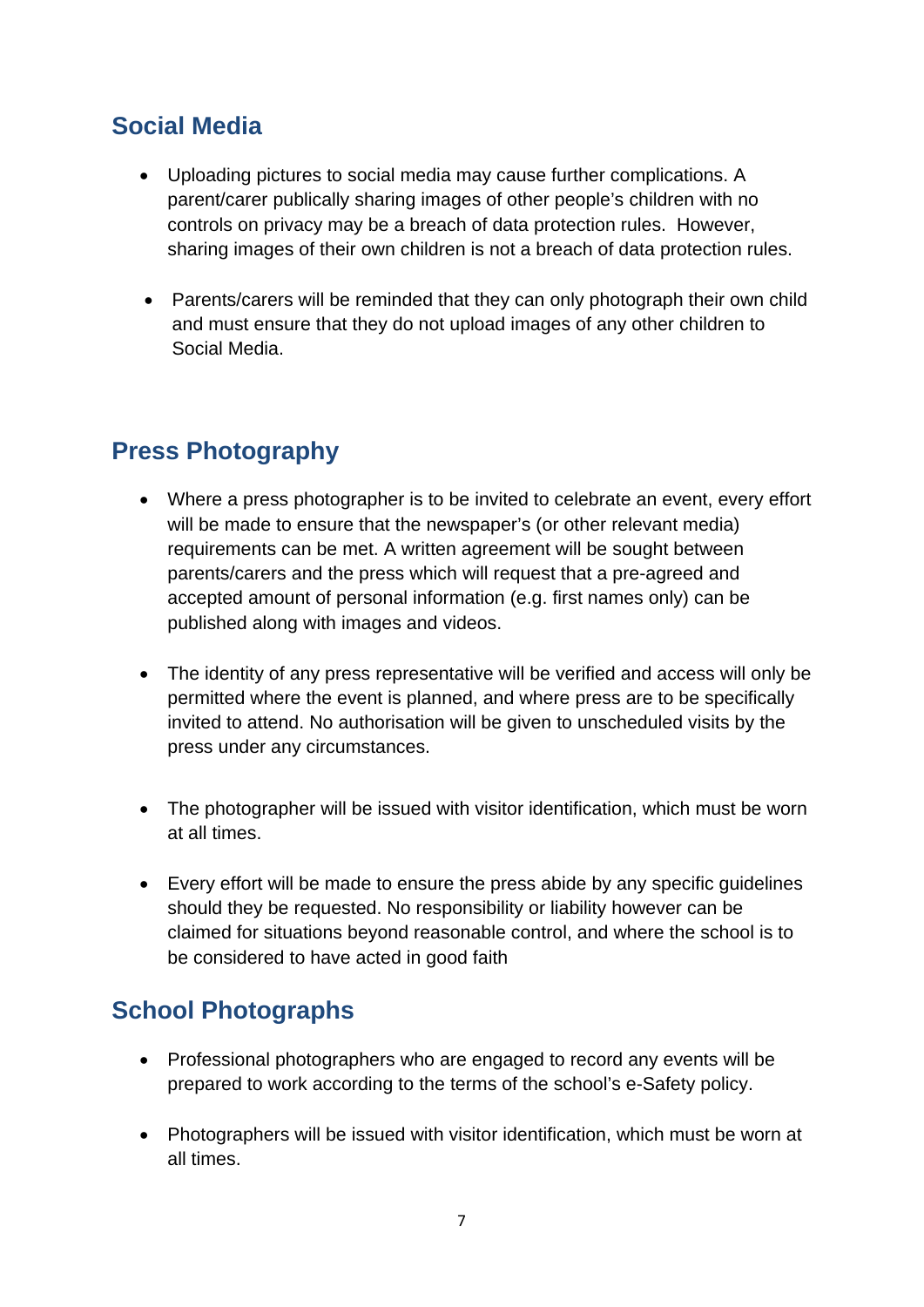## Social Media

- Uploading pictures to social media may cause further complications. A parent/carer publically sharing images of other people's children with no controls on privacy may be a breach of data protection rules. However, sharing images of their own children is not a breach of data protection rules.

- Parents/carers will be reminded that they can only photograph their own child and must ensure that they do not upload images of any other children to Social Media.

## Press Photography

- Where a press photographer is to be invited to celebrate an event, every effort will be made to ensure that the newspaper's (or other relevant media) requirements can be met. A written agreement will be sought between parents/carers and the press which will request that a pre-agreed and accepted amount of personal information (e.g. first names only) can be published along with images and videos.

- The identity of any press representative will be verified and access will only be permitted where the event is planned, and where press are to be specifically invited to attend. No authorisation will be given to unscheduled visits by the press under any circumstances.

- The photographer will be issued with visitor identification, which must be worn at all times.

- Every effort will be made to ensure the press abide by any specific guidelines should they be requested. No responsibility or liability however can be claimed for situations beyond reasonable control, and where the school is to be considered to have acted in good faith

## School Photographs

- Professional photographers who are engaged to record any events will be prepared to work according to the terms of the school's e-Safety policy.

- Photographers will be issued with visitor identification, which must be worn at all times.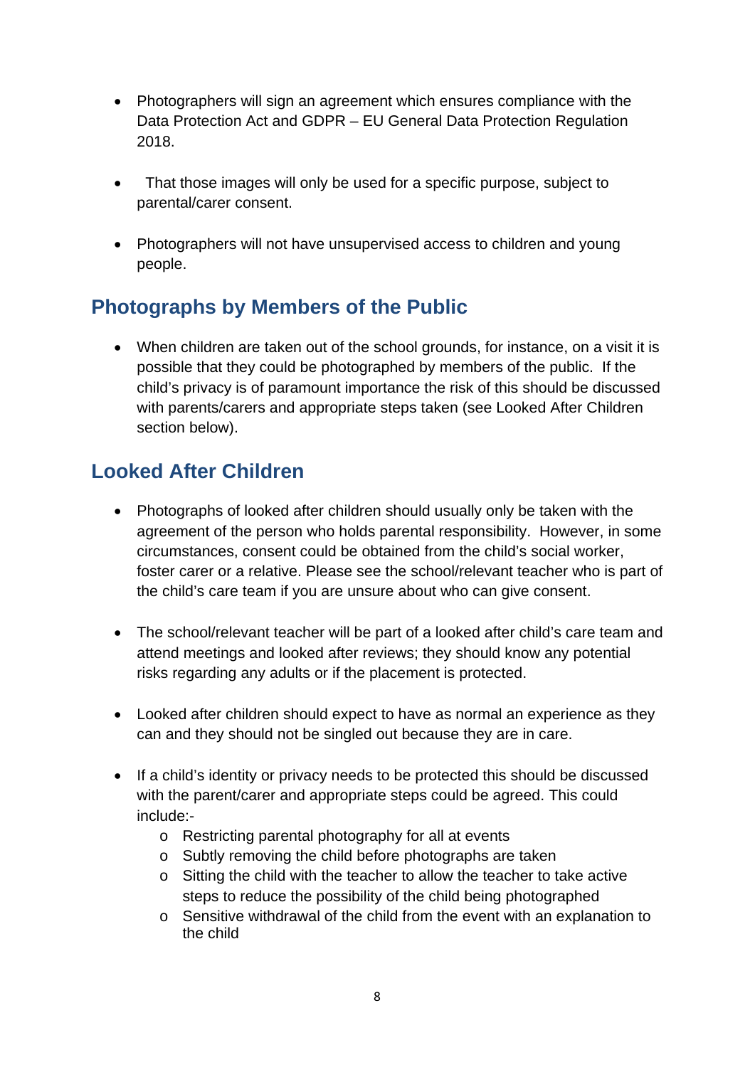- Photographers will sign an agreement which ensures compliance with the Data Protection Act and GDPR – EU General Data Protection Regulation 2018.

- That those images will only be used for a specific purpose, subject to parental/carer consent.

- Photographers will not have unsupervised access to children and young people.

## Photographs by Members of the Public

- When children are taken out of the school grounds, for instance, on a visit it is possible that they could be photographed by members of the public. If the child's privacy is of paramount importance the risk of this should be discussed with parents/carers and appropriate steps taken (see Looked After Children section below).

## Looked After Children

- Photographs of looked after children should usually only be taken with the agreement of the person who holds parental responsibility. However, in some circumstances, consent could be obtained from the child's social worker, foster carer or a relative. Please see the school/relevant teacher who is part of the child's care team if you are unsure about who can give consent.

- The school/relevant teacher will be part of a looked after child's care team and attend meetings and looked after reviews; they should know any potential risks regarding any adults or if the placement is protected.

- Looked after children should expect to have as normal an experience as they can and they should not be singled out because they are in care.

- If a child's identity or privacy needs to be protected this should be discussed with the parent/carer and appropriate steps could be agreed. This could include:-
  - Restricting parental photography for all at events
  - Subtly removing the child before photographs are taken
  - Sitting the child with the teacher to allow the teacher to take active steps to reduce the possibility of the child being photographed
  - Sensitive withdrawal of the child from the event with an explanation to the child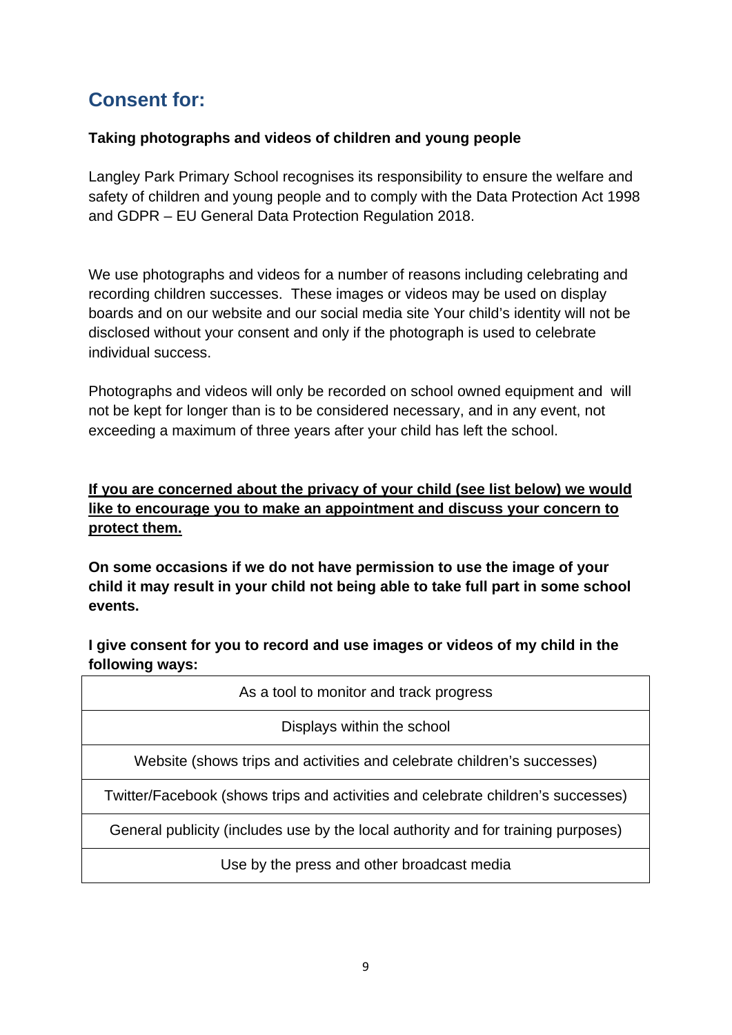## Consent for:

**Taking photographs and videos of children and young people**

Langley Park Primary School recognises its responsibility to ensure the welfare and safety of children and young people and to comply with the Data Protection Act 1998 and GDPR – EU General Data Protection Regulation 2018.

We use photographs and videos for a number of reasons including celebrating and recording children successes. These images or videos may be used on display boards and on our website and our social media site Your child's identity will not be disclosed without your consent and only if the photograph is used to celebrate individual success.

Photographs and videos will only be recorded on school owned equipment and will not be kept for longer than is to be considered necessary, and in any event, not exceeding a maximum of three years after your child has left the school.

<u>**If you are concerned about the privacy of your child (see list below) we would like to encourage you to make an appointment and discuss your concern to protect them.**</u>

**On some occasions if we do not have permission to use the image of your child it may result in your child not being able to take full part in some school events.**

**I give consent for you to record and use images or videos of my child in the following ways:**

| As a tool to monitor and track progress |
|---|
| Displays within the school |
| Website (shows trips and activities and celebrate children's successes) |
| Twitter/Facebook (shows trips and activities and celebrate children's successes) |
| General publicity (includes use by the local authority and for training purposes) |
| Use by the press and other broadcast media |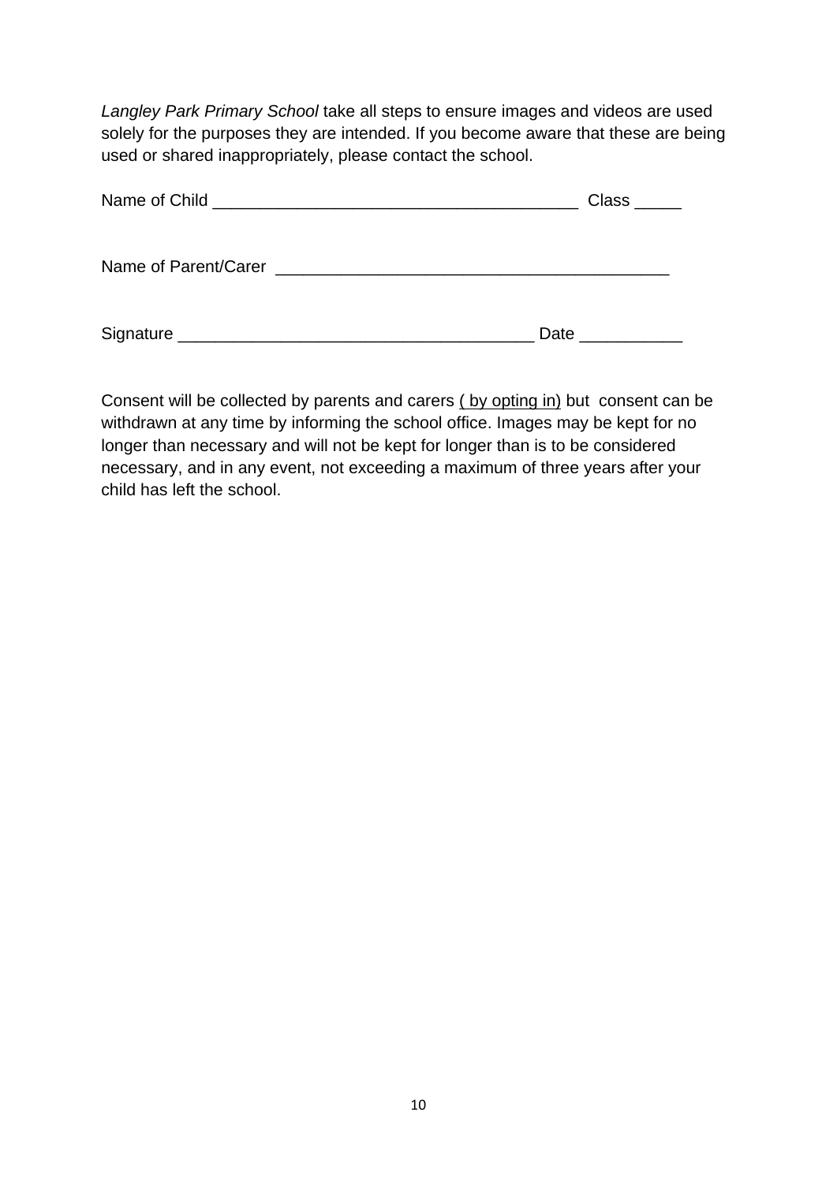*Langley Park Primary School* take all steps to ensure images and videos are used solely for the purposes they are intended. If you become aware that these are being used or shared inappropriately, please contact the school.

Name of Child _______________________________________ Class _____

Name of Parent/Carer __________________________________________

Signature _______________________________________ Date ___________

Consent will be collected by parents and carers <u>( by opting in)</u> but consent can be withdrawn at any time by informing the school office. Images may be kept for no longer than necessary and will not be kept for longer than is to be considered necessary, and in any event, not exceeding a maximum of three years after your child has left the school.